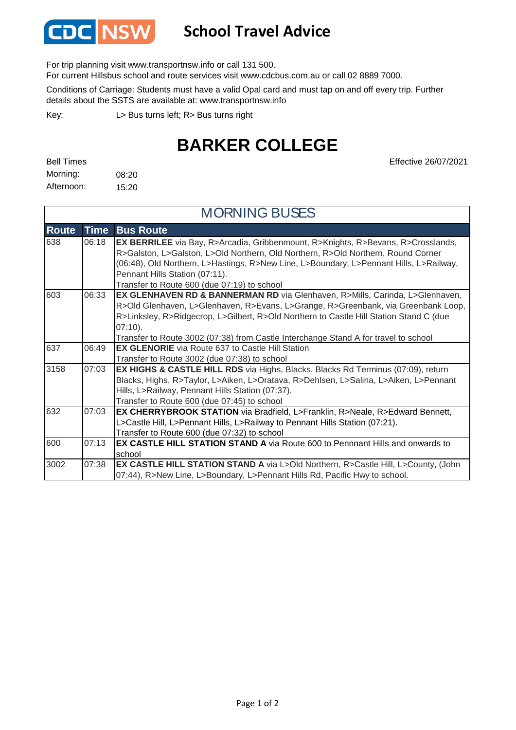CDC NSW

# School Travel Advice

For trip planning visit www.transportnsw.info or call 131 500.
For current Hillsbus school and route services visit www.cdcbus.com.au or call 02 8889 7000.

Conditions of Carriage: Students must have a valid Opal card and must tap on and off every trip. Further details about the SSTS are available at: www.transportnsw.info

Key: L> Bus turns left; R> Bus turns right

# BARKER COLLEGE

Effective 26/07/2021

Bell Times
Morning: 08:20
Afternoon: 15:20

## MORNING BUSES

| Route | Time | Bus Route |
|---|---|---|
| 638 | 06:18 | **EX BERRILEE** via Bay, R>Arcadia, Gribbenmount, R>Knights, R>Bevans, R>Crosslands, R>Galston, L>Galston, L>Old Northern, Old Northern, R>Old Northern, Round Corner (06:48), Old Northern, L>Hastings, R>New Line, L>Boundary, L>Pennant Hills, L>Railway, Pennant Hills Station (07:11). Transfer to Route 600 (due 07:19) to school |
| 603 | 06:33 | **EX GLENHAVEN RD & BANNERMAN RD** via Glenhaven, R>Mills, Carinda, L>Glenhaven, R>Old Glenhaven, L>Glenhaven, R>Evans, L>Grange, R>Greenbank, via Greenbank Loop, R>Linksley, R>Ridgecrop, L>Gilbert, R>Old Northern to Castle Hill Station Stand C (due 07:10). Transfer to Route 3002 (07:38) from Castle Interchange Stand A for travel to school |
| 637 | 06:49 | **EX GLENORIE** via Route 637 to Castle Hill Station Transfer to Route 3002 (due 07:38) to school |
| 3158 | 07:03 | **EX HIGHS & CASTLE HILL RDS** via Highs, Blacks, Blacks Rd Terminus (07:09), return Blacks, Highs, R>Taylor, L>Aiken, L>Oratava, R>Dehlsen, L>Salina, L>Aiken, L>Pennant Hills, L>Railway, Pennant Hills Station (07:37). Transfer to Route 600 (due 07:45) to school |
| 632 | 07:03 | **EX CHERRYBROOK STATION** via Bradfield, L>Franklin, R>Neale, R>Edward Bennett, L>Castle Hill, L>Pennant Hills, L>Railway to Pennant Hills Station (07:21). Transfer to Route 600 (due 07:32) to school |
| 600 | 07:13 | **EX CASTLE HILL STATION STAND A** via Route 600 to Pennnant Hills and onwards to school |
| 3002 | 07:38 | **EX CASTLE HILL STATION STAND A** via L>Old Northern, R>Castle Hill, L>County, (John 07:44), R>New Line, L>Boundary, L>Pennant Hills Rd, Pacific Hwy to school. |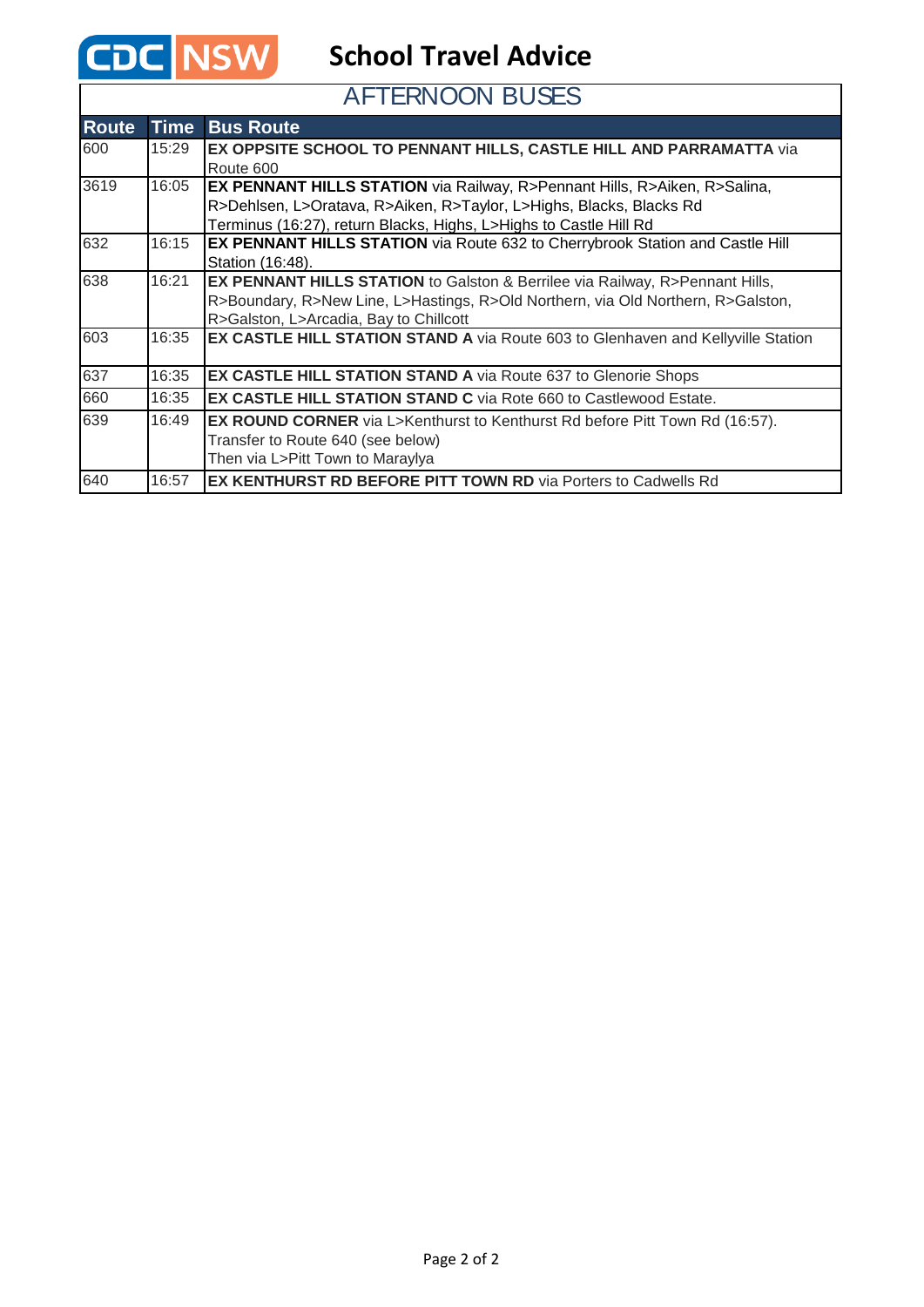CDC NSW

# School Travel Advice

## AFTERNOON BUSES

| Route | Time | Bus Route |
|---|---|---|
| 600 | 15:29 | **EX OPPSITE SCHOOL TO PENNANT HILLS, CASTLE HILL AND PARRAMATTA** via Route 600 |
| 3619 | 16:05 | **EX PENNANT HILLS STATION** via Railway, R>Pennant Hills, R>Aiken, R>Salina, R>Dehlsen, L>Oratava, R>Aiken, R>Taylor, L>Highs, Blacks, Blacks Rd Terminus (16:27), return Blacks, Highs, L>Highs to Castle Hill Rd |
| 632 | 16:15 | **EX PENNANT HILLS STATION** via Route 632 to Cherrybrook Station and Castle Hill Station (16:48). |
| 638 | 16:21 | **EX PENNANT HILLS STATION** to Galston & Berrilee via Railway, R>Pennant Hills, R>Boundary, R>New Line, L>Hastings, R>Old Northern, via Old Northern, R>Galston, R>Galston, L>Arcadia, Bay to Chillcott |
| 603 | 16:35 | **EX CASTLE HILL STATION STAND A** via Route 603 to Glenhaven and Kellyville Station |
| 637 | 16:35 | **EX CASTLE HILL STATION STAND A** via Route 637 to Glenorie Shops |
| 660 | 16:35 | **EX CASTLE HILL STATION STAND C** via Rote 660 to Castlewood Estate. |
| 639 | 16:49 | **EX ROUND CORNER** via L>Kenthurst to Kenthurst Rd before Pitt Town Rd (16:57). Transfer to Route 640 (see below) Then via L>Pitt Town to Maraylya |
| 640 | 16:57 | **EX KENTHURST RD BEFORE PITT TOWN RD** via Porters to Cadwells Rd |